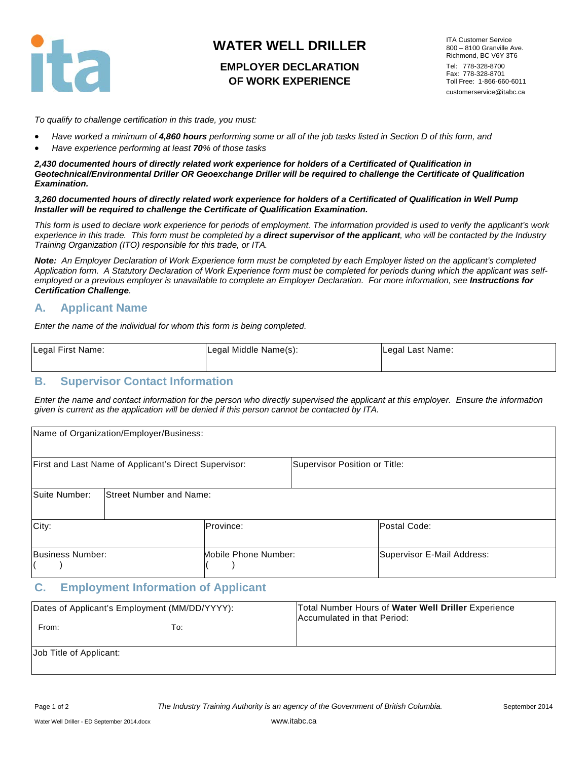# WATER WELL DRILLER

## EMPLOYER DECLARATION OF WORK EXPERIENCE

ITA Customer Service
800 – 8100 Granville Ave.
Richmond, BC V6Y 3T6
Tel: 778-328-8700
Fax: 778-328-8701
Toll Free: 1-866-660-6011
customerservice@itabc.ca

*To qualify to challenge certification in this trade, you must:*

- *Have worked a minimum of **4,860 hours** performing some or all of the job tasks listed in Section D of this form, and*
- *Have experience performing at least **70**% of those tasks*

***2,430 documented hours of directly related work experience for holders of a Certificated of Qualification in Geotechnical/Environmental Driller OR Geoexchange Driller will be required to challenge the Certificate of Qualification Examination.***

***3,260 documented hours of directly related work experience for holders of a Certificated of Qualification in Well Pump Installer will be required to challenge the Certificate of Qualification Examination.***

*This form is used to declare work experience for periods of employment. The information provided is used to verify the applicant's work experience in this trade. This form must be completed by a **direct supervisor of the applicant**, who will be contacted by the Industry Training Organization (ITO) responsible for this trade, or ITA.*

***Note:** An Employer Declaration of Work Experience form must be completed by each Employer listed on the applicant's completed Application form. A Statutory Declaration of Work Experience form must be completed for periods during which the applicant was self-employed or a previous employer is unavailable to complete an Employer Declaration. For more information, see **Instructions for Certification Challenge**.*

## A. Applicant Name

*Enter the name of the individual for whom this form is being completed.*

| Legal First Name: | Legal Middle Name(s): | Legal Last Name: |
|---|---|---|
| | | |

## B. Supervisor Contact Information

*Enter the name and contact information for the person who directly supervised the applicant at this employer. Ensure the information given is current as the application will be denied if this person cannot be contacted by ITA.*

| Name of Organization/Employer/Business: | | |
|---|---|---|
| First and Last Name of Applicant's Direct Supervisor: | Supervisor Position or Title: | |
| Suite Number: | Street Number and Name: | |
| City: | Province: | Postal Code: |
| Business Number: ( ) | Mobile Phone Number: ( ) | Supervisor E-Mail Address: |

## C. Employment Information of Applicant

| Dates of Applicant's Employment (MM/DD/YYYY): From: To: | Total Number Hours of **Water Well Driller** Experience Accumulated in that Period: |
|---|---|
| Job Title of Applicant: | |

*The Industry Training Authority is an agency of the Government of British Columbia.*

www.itabc.ca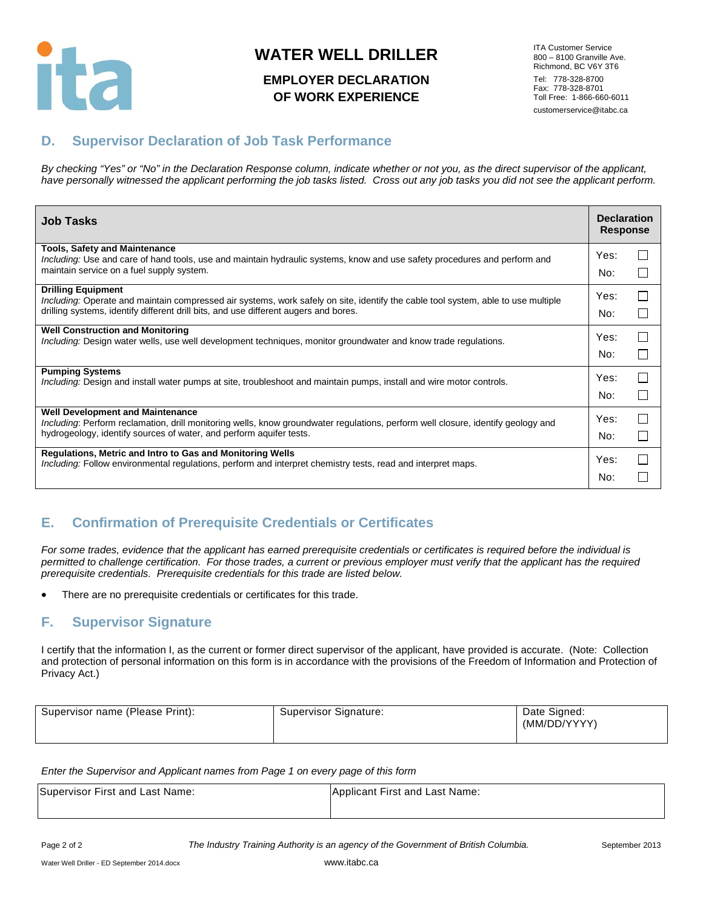# WATER WELL DRILLER

## EMPLOYER DECLARATION OF WORK EXPERIENCE

ITA Customer Service
800 – 8100 Granville Ave.
Richmond, BC V6Y 3T6
Tel: 778-328-8700
Fax: 778-328-8701
Toll Free: 1-866-660-6011
customerservice@itabc.ca

## D. Supervisor Declaration of Job Task Performance

*By checking "Yes" or "No" in the Declaration Response column, indicate whether or not you, as the direct supervisor of the applicant, have personally witnessed the applicant performing the job tasks listed. Cross out any job tasks you did not see the applicant perform.*

| Job Tasks | Declaration Response |
|---|---|
| **Tools, Safety and Maintenance**<br>*Including:* Use and care of hand tools, use and maintain hydraulic systems, know and use safety procedures and perform and maintain service on a fuel supply system. | Yes: ☐<br>No: ☐ |
| **Drilling Equipment**<br>*Including:* Operate and maintain compressed air systems, work safely on site, identify the cable tool system, able to use multiple drilling systems, identify different drill bits, and use different augers and bores. | Yes: ☐<br>No: ☐ |
| **Well Construction and Monitoring**<br>*Including:* Design water wells, use well development techniques, monitor groundwater and know trade regulations. | Yes: ☐<br>No: ☐ |
| **Pumping Systems**<br>*Including:* Design and install water pumps at site, troubleshoot and maintain pumps, install and wire motor controls. | Yes: ☐<br>No: ☐ |
| **Well Development and Maintenance**<br>*Including*: Perform reclamation, drill monitoring wells, know groundwater regulations, perform well closure, identify geology and hydrogeology, identify sources of water, and perform aquifer tests. | Yes: ☐<br>No: ☐ |
| **Regulations, Metric and Intro to Gas and Monitoring Wells**<br>*Including:* Follow environmental regulations, perform and interpret chemistry tests, read and interpret maps. | Yes: ☐<br>No: ☐ |

## E. Confirmation of Prerequisite Credentials or Certificates

*For some trades, evidence that the applicant has earned prerequisite credentials or certificates is required before the individual is permitted to challenge certification. For those trades, a current or previous employer must verify that the applicant has the required prerequisite credentials. Prerequisite credentials for this trade are listed below.*

- There are no prerequisite credentials or certificates for this trade.

## F. Supervisor Signature

I certify that the information I, as the current or former direct supervisor of the applicant, have provided is accurate. (Note: Collection and protection of personal information on this form is in accordance with the provisions of the Freedom of Information and Protection of Privacy Act.)

| Supervisor name (Please Print): | Supervisor Signature: | Date Signed: (MM/DD/YYYY) |
|---|---|---|
| | | |

*Enter the Supervisor and Applicant names from Page 1 on every page of this form*

| Supervisor First and Last Name: | Applicant First and Last Name: |
|---|---|
| | |

*The Industry Training Authority is an agency of the Government of British Columbia.*

September 2013

Water Well Driller - ED September 2014.docx

www.itabc.ca